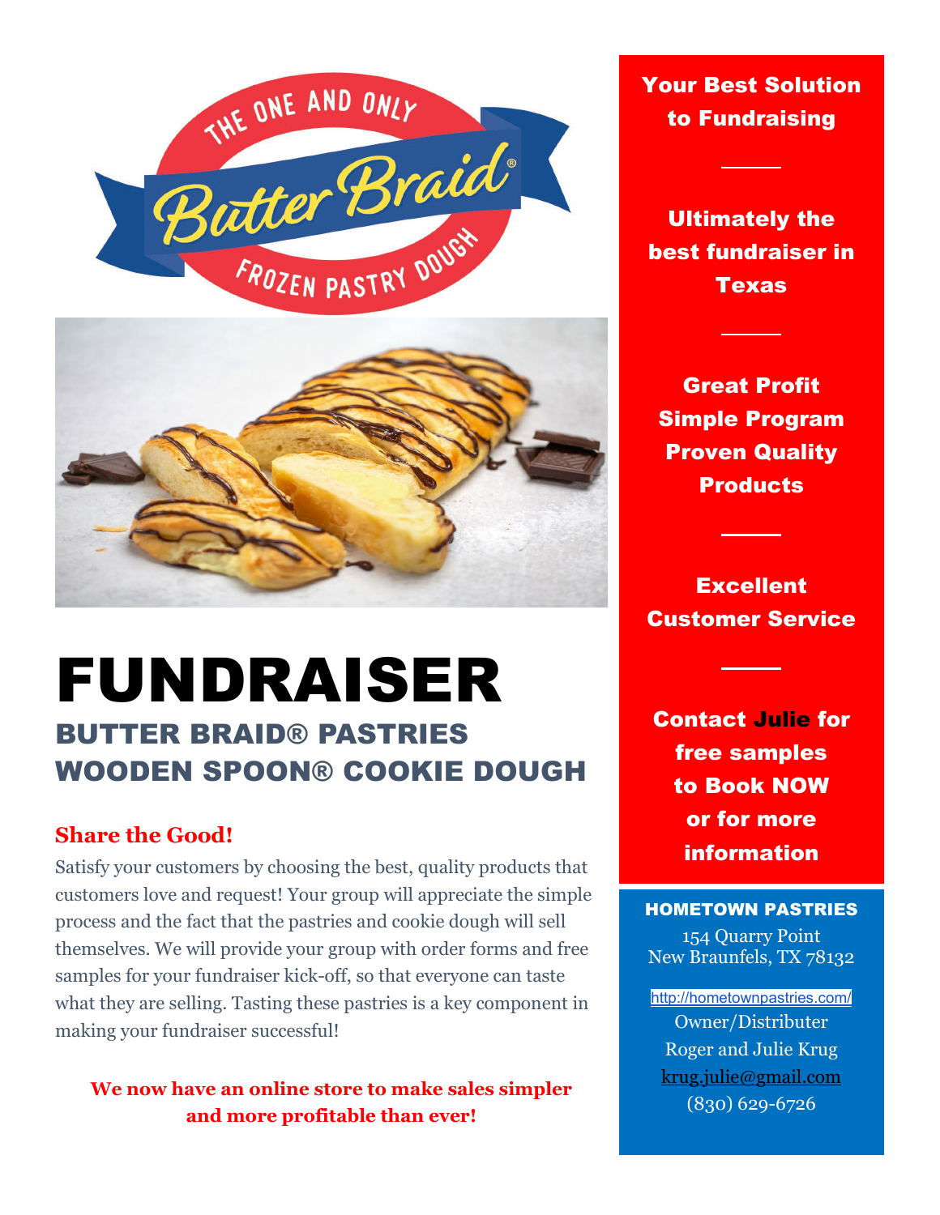THE ONE AND ONLY Butter Braid® FROZEN PASTRY DOUGH

# FUNDRAISER

## BUTTER BRAID® PASTRIES
## WOODEN SPOON® COOKIE DOUGH

### Share the Good!

Satisfy your customers by choosing the best, quality products that customers love and request! Your group will appreciate the simple process and the fact that the pastries and cookie dough will sell themselves. We will provide your group with order forms and free samples for your fundraiser kick-off, so that everyone can taste what they are selling. Tasting these pastries is a key component in making your fundraiser successful!

**We now have an online store to make sales simpler and more profitable than ever!**

**Your Best Solution to Fundraising**

---

**Ultimately the best fundraiser in Texas**

---

**Great Profit**
**Simple Program**
**Proven Quality Products**

---

**Excellent Customer Service**

---

**Contact Julie for free samples to Book NOW or for more information**

**HOMETOWN PASTRIES**
154 Quarry Point
New Braunfels, TX 78132

http://hometownpastries.com/
Owner/Distributer
Roger and Julie Krug
krug.julie@gmail.com
(830) 629-6726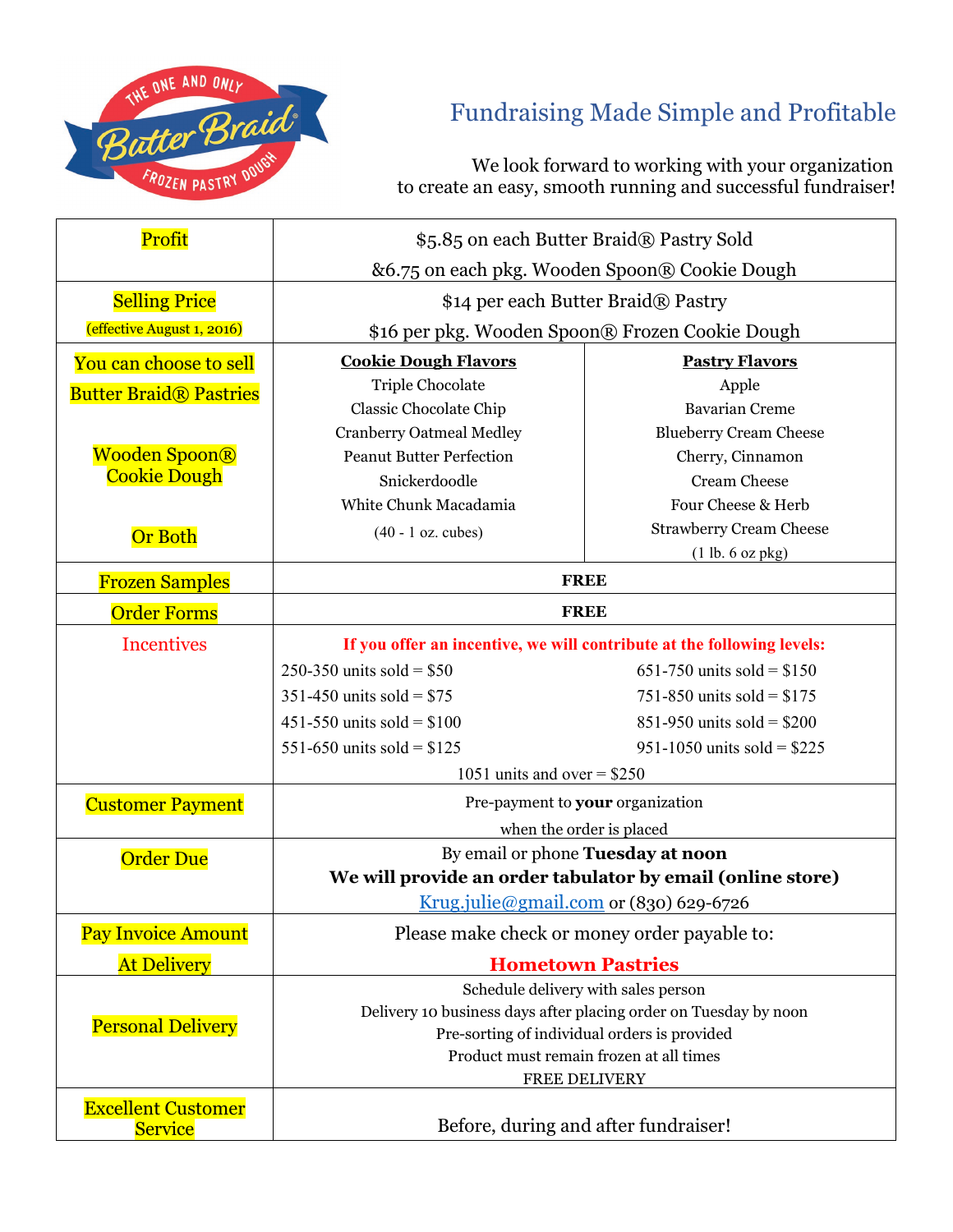# Fundraising Made Simple and Profitable

We look forward to working with your organization to create an easy, smooth running and successful fundraiser!

| | | |
|---|---|---|
| Profit | $5.85 on each Butter Braid® Pastry Sold<br>&6.75 on each pkg. Wooden Spoon® Cookie Dough | |
| Selling Price<br>(effective August 1, 2016) | $14 per each Butter Braid® Pastry<br>$16 per pkg. Wooden Spoon® Frozen Cookie Dough | |
| You can choose to sell Butter Braid® Pastries<br><br>Wooden Spoon® Cookie Dough<br><br>Or Both | **Cookie Dough Flavors**<br>Triple Chocolate<br>Classic Chocolate Chip<br>Cranberry Oatmeal Medley<br>Peanut Butter Perfection<br>Snickerdoodle<br>White Chunk Macadamia<br>(40 - 1 oz. cubes) | **Pastry Flavors**<br>Apple<br>Bavarian Creme<br>Blueberry Cream Cheese<br>Cherry, Cinnamon<br>Cream Cheese<br>Four Cheese & Herb<br>Strawberry Cream Cheese<br>(1 lb. 6 oz pkg) |
| Frozen Samples | **FREE** | |
| Order Forms | **FREE** | |
| Incentives | **If you offer an incentive, we will contribute at the following levels:**<br>250-350 units sold = $50<br>351-450 units sold = $75<br>451-550 units sold = $100<br>551-650 units sold = $125<br>651-750 units sold = $150<br>751-850 units sold = $175<br>851-950 units sold = $200<br>951-1050 units sold = $225<br>1051 units and over = $250 | |
| Customer Payment | Pre-payment to **your** organization when the order is placed | |
| Order Due | By email or phone **Tuesday at noon**<br>**We will provide an order tabulator by email (online store)**<br>Krug.julie@gmail.com or (830) 629-6726 | |
| Pay Invoice Amount At Delivery | Please make check or money order payable to:<br>**Hometown Pastries** | |
| Personal Delivery | Schedule delivery with sales person<br>Delivery 10 business days after placing order on Tuesday by noon<br>Pre-sorting of individual orders is provided<br>Product must remain frozen at all times<br>FREE DELIVERY | |
| Excellent Customer Service | Before, during and after fundraiser! | |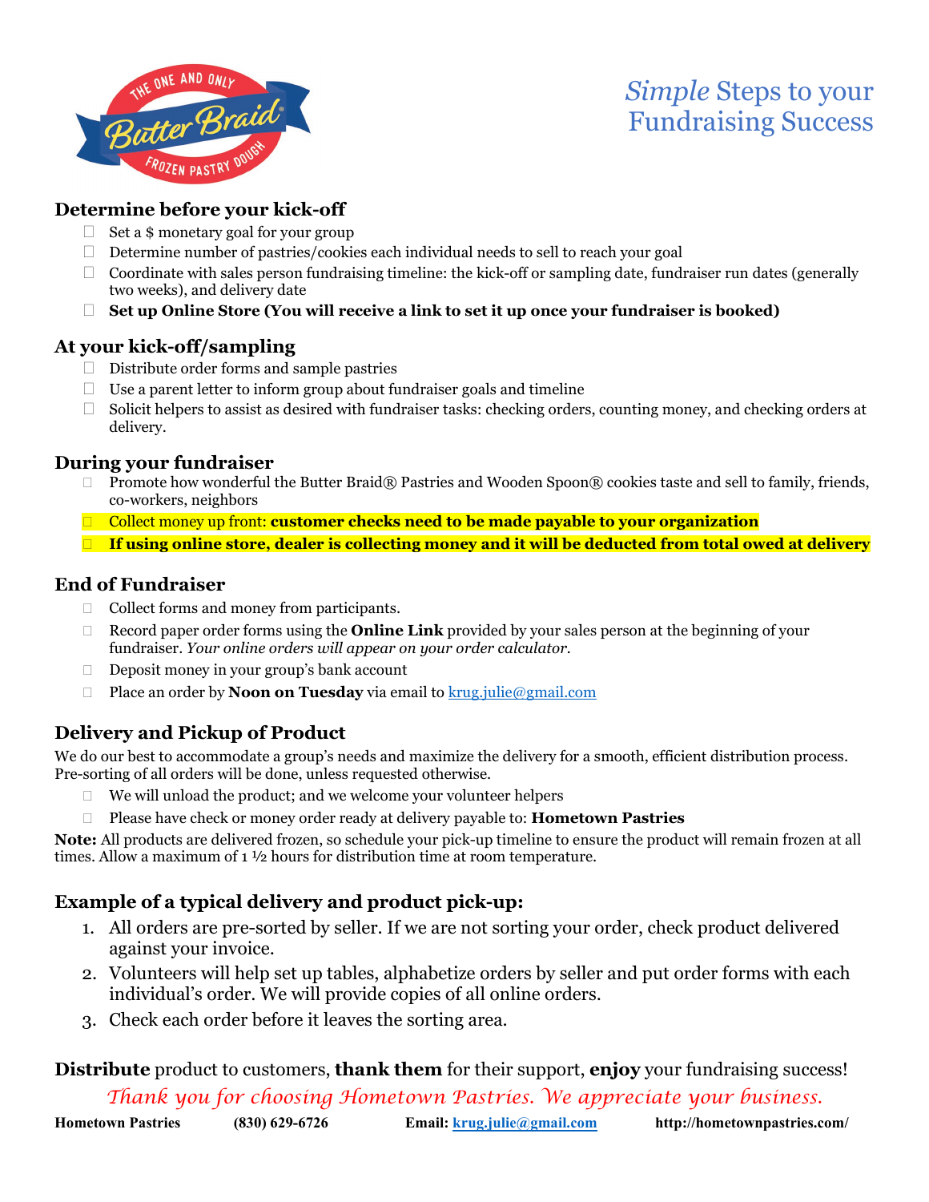# *Simple* Steps to your Fundraising Success

## Determine before your kick-off

- Set a $ monetary goal for your group
- Determine number of pastries/cookies each individual needs to sell to reach your goal
- Coordinate with sales person fundraising timeline: the kick-off or sampling date, fundraiser run dates (generally two weeks), and delivery date
- **Set up Online Store (You will receive a link to set it up once your fundraiser is booked)**

## At your kick-off/sampling

- Distribute order forms and sample pastries
- Use a parent letter to inform group about fundraiser goals and timeline
- Solicit helpers to assist as desired with fundraiser tasks: checking orders, counting money, and checking orders at delivery.

## During your fundraiser

- Promote how wonderful the Butter Braid® Pastries and Wooden Spoon® cookies taste and sell to family, friends, co-workers, neighbors
- Collect money up front: **customer checks need to be made payable to your organization**
- **If using online store, dealer is collecting money and it will be deducted from total owed at delivery**

## End of Fundraiser

- Collect forms and money from participants.
- Record paper order forms using the **Online Link** provided by your sales person at the beginning of your fundraiser. *Your online orders will appear on your order calculator.*
- Deposit money in your group's bank account
- Place an order by **Noon on Tuesday** via email to krug.julie@gmail.com

## Delivery and Pickup of Product

We do our best to accommodate a group's needs and maximize the delivery for a smooth, efficient distribution process. Pre-sorting of all orders will be done, unless requested otherwise.

- We will unload the product; and we welcome your volunteer helpers
- Please have check or money order ready at delivery payable to: **Hometown Pastries**

**Note:** All products are delivered frozen, so schedule your pick-up timeline to ensure the product will remain frozen at all times. Allow a maximum of 1 ½ hours for distribution time at room temperature.

## Example of a typical delivery and product pick-up:

1. All orders are pre-sorted by seller. If we are not sorting your order, check product delivered against your invoice.
2. Volunteers will help set up tables, alphabetize orders by seller and put order forms with each individual's order. We will provide copies of all online orders.
3. Check each order before it leaves the sorting area.

**Distribute** product to customers, **thank them** for their support, **enjoy** your fundraising success!

*Thank you for choosing Hometown Pastries. We appreciate your business.*

**Hometown Pastries** **(830) 629-6726** **Email: krug.julie@gmail.com** **http://hometownpastries.com/**